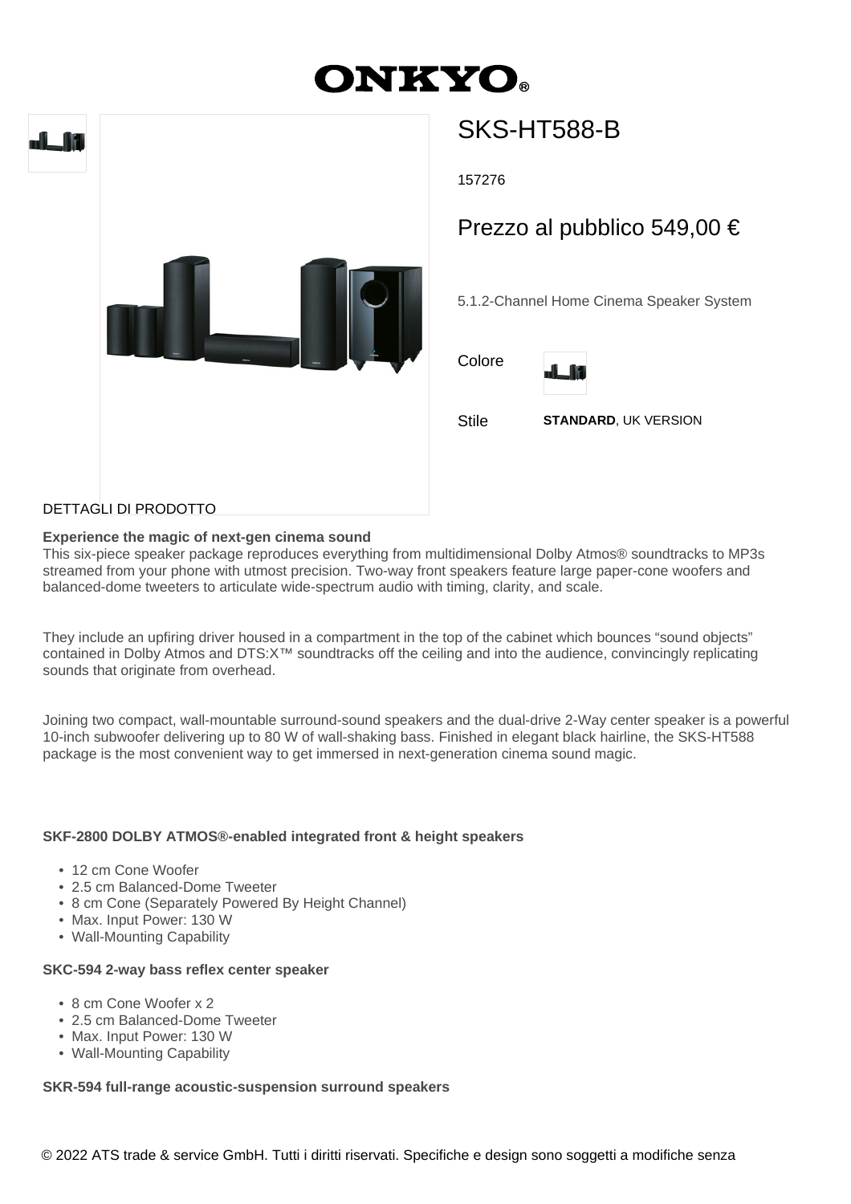# ONKYO

## SKS-HT588-B

157276

Prezzo al pubblico 549,00 €

5.1.2-Channel Home Cinema Speaker System

Colore

Stile **STANDARD**, UK VERSION

DETTAGLI DI PRODOTTO

**Experience the magic of next-gen cinema sound**
This six-piece speaker package reproduces everything from multidimensional Dolby Atmos® soundtracks to MP3s streamed from your phone with utmost precision. Two-way front speakers feature large paper-cone woofers and balanced-dome tweeters to articulate wide-spectrum audio with timing, clarity, and scale.

They include an upfiring driver housed in a compartment in the top of the cabinet which bounces "sound objects" contained in Dolby Atmos and DTS:X™ soundtracks off the ceiling and into the audience, convincingly replicating sounds that originate from overhead.

Joining two compact, wall-mountable surround-sound speakers and the dual-drive 2-Way center speaker is a powerful 10-inch subwoofer delivering up to 80 W of wall-shaking bass. Finished in elegant black hairline, the SKS-HT588 package is the most convenient way to get immersed in next-generation cinema sound magic.

**SKF-2800 DOLBY ATMOS®-enabled integrated front & height speakers**

- 12 cm Cone Woofer
- 2.5 cm Balanced-Dome Tweeter
- 8 cm Cone (Separately Powered By Height Channel)
- Max. Input Power: 130 W
- Wall-Mounting Capability

**SKC-594 2-way bass reflex center speaker**

- 8 cm Cone Woofer x 2
- 2.5 cm Balanced-Dome Tweeter
- Max. Input Power: 130 W
- Wall-Mounting Capability

**SKR-594 full-range acoustic-suspension surround speakers**

© 2022 ATS trade & service GmbH. Tutti i diritti riservati. Specifiche e design sono soggetti a modifiche senza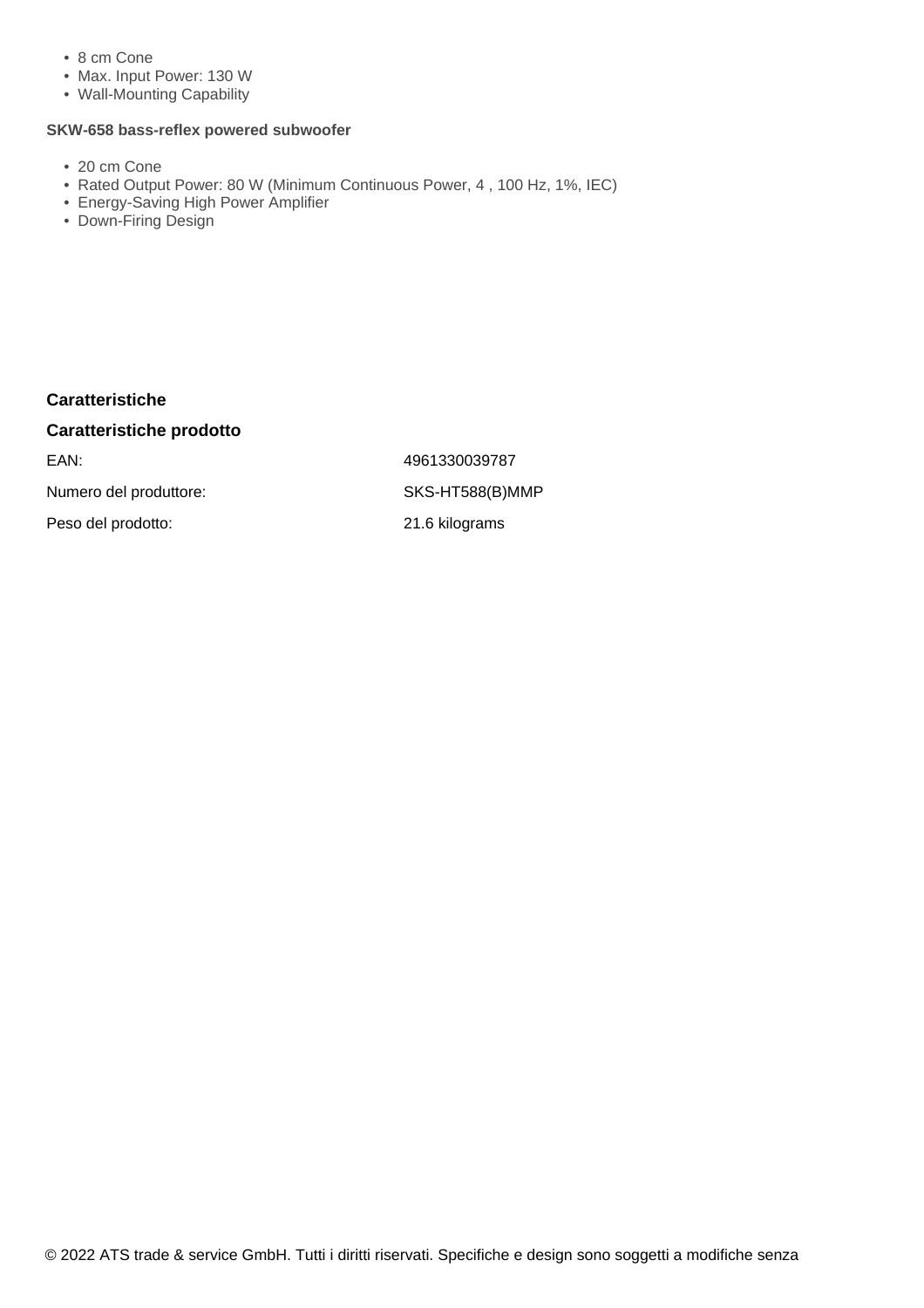- 8 cm Cone
- Max. Input Power: 130 W
- Wall-Mounting Capability

**SKW-658 bass-reflex powered subwoofer**

- 20 cm Cone
- Rated Output Power: 80 W (Minimum Continuous Power, 4 , 100 Hz, 1%, IEC)
- Energy-Saving High Power Amplifier
- Down-Firing Design

## Caratteristiche

### Caratteristiche prodotto

| | |
|---|---|
| EAN: | 4961330039787 |
| Numero del produttore: | SKS-HT588(B)MMP |
| Peso del prodotto: | 21.6 kilograms |

© 2022 ATS trade & service GmbH. Tutti i diritti riservati. Specifiche e design sono soggetti a modifiche senza